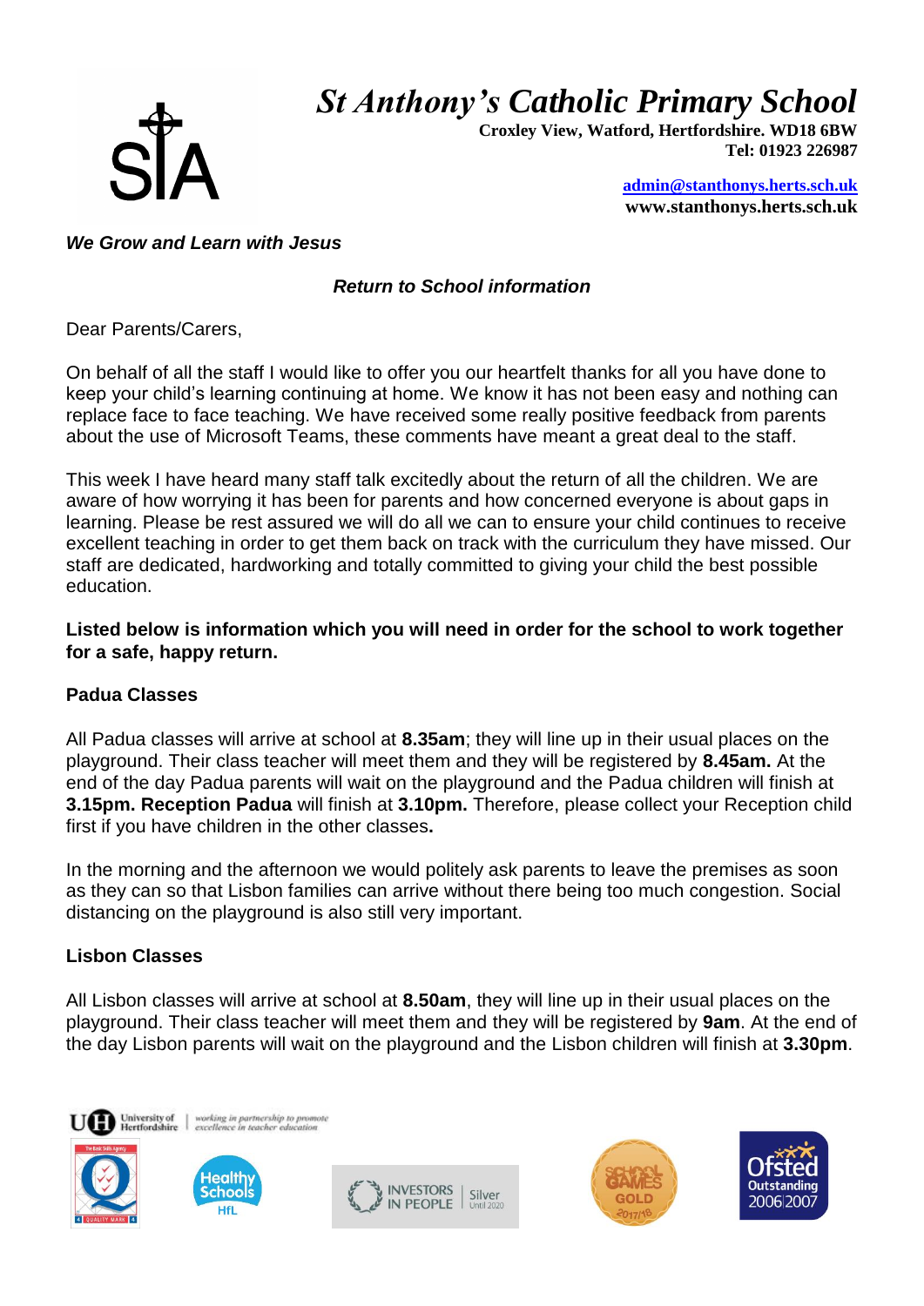# St Anthony's Catholic Primary School

**Croxley View, Watford, Hertfordshire. WD18 6BW**
**Tel: 01923 226987**

**admin@stanthonys.herts.sch.uk**
**www.stanthonys.herts.sch.uk**

***We Grow and Learn with Jesus***

***Return to School information***

Dear Parents/Carers,

On behalf of all the staff I would like to offer you our heartfelt thanks for all you have done to keep your child's learning continuing at home. We know it has not been easy and nothing can replace face to face teaching. We have received some really positive feedback from parents about the use of Microsoft Teams, these comments have meant a great deal to the staff.

This week I have heard many staff talk excitedly about the return of all the children. We are aware of how worrying it has been for parents and how concerned everyone is about gaps in learning. Please be rest assured we will do all we can to ensure your child continues to receive excellent teaching in order to get them back on track with the curriculum they have missed. Our staff are dedicated, hardworking and totally committed to giving your child the best possible education.

**Listed below is information which you will need in order for the school to work together for a safe, happy return.**

**Padua Classes**

All Padua classes will arrive at school at **8.35am**; they will line up in their usual places on the playground. Their class teacher will meet them and they will be registered by **8.45am.** At the end of the day Padua parents will wait on the playground and the Padua children will finish at **3.15pm. Reception Padua** will finish at **3.10pm.** Therefore, please collect your Reception child first if you have children in the other classes**.**

In the morning and the afternoon we would politely ask parents to leave the premises as soon as they can so that Lisbon families can arrive without there being too much congestion. Social distancing on the playground is also still very important.

**Lisbon Classes**

All Lisbon classes will arrive at school at **8.50am**, they will line up in their usual places on the playground. Their class teacher will meet them and they will be registered by **9am**. At the end of the day Lisbon parents will wait on the playground and the Lisbon children will finish at **3.30pm**.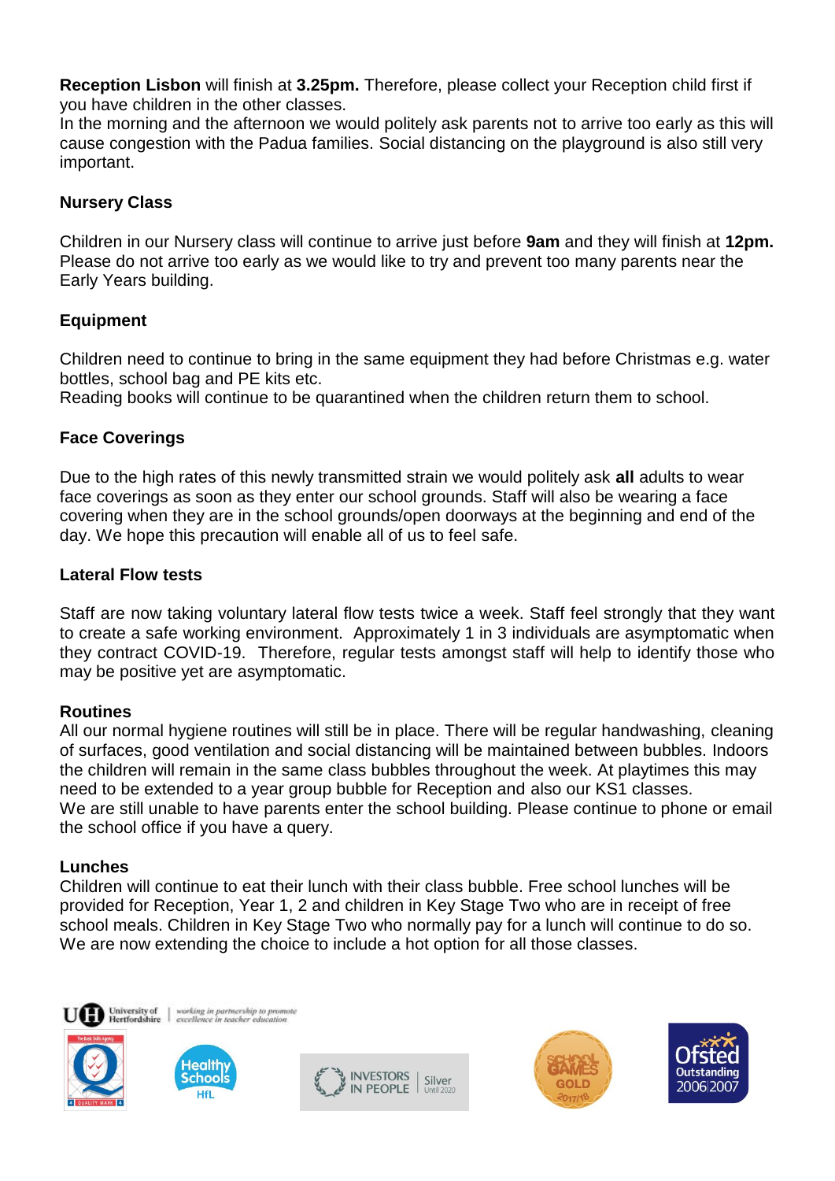**Reception Lisbon** will finish at **3.25pm.** Therefore, please collect your Reception child first if you have children in the other classes.
In the morning and the afternoon we would politely ask parents not to arrive too early as this will cause congestion with the Padua families. Social distancing on the playground is also still very important.

**Nursery Class**

Children in our Nursery class will continue to arrive just before **9am** and they will finish at **12pm.** Please do not arrive too early as we would like to try and prevent too many parents near the Early Years building.

**Equipment**

Children need to continue to bring in the same equipment they had before Christmas e.g. water bottles, school bag and PE kits etc.
Reading books will continue to be quarantined when the children return them to school.

**Face Coverings**

Due to the high rates of this newly transmitted strain we would politely ask **all** adults to wear face coverings as soon as they enter our school grounds. Staff will also be wearing a face covering when they are in the school grounds/open doorways at the beginning and end of the day. We hope this precaution will enable all of us to feel safe.

**Lateral Flow tests**

Staff are now taking voluntary lateral flow tests twice a week. Staff feel strongly that they want to create a safe working environment. Approximately 1 in 3 individuals are asymptomatic when they contract COVID-19. Therefore, regular tests amongst staff will help to identify those who may be positive yet are asymptomatic.

**Routines**
All our normal hygiene routines will still be in place. There will be regular handwashing, cleaning of surfaces, good ventilation and social distancing will be maintained between bubbles. Indoors the children will remain in the same class bubbles throughout the week. At playtimes this may need to be extended to a year group bubble for Reception and also our KS1 classes.
We are still unable to have parents enter the school building. Please continue to phone or email the school office if you have a query.

**Lunches**
Children will continue to eat their lunch with their class bubble. Free school lunches will be provided for Reception, Year 1, 2 and children in Key Stage Two who are in receipt of free school meals. Children in Key Stage Two who normally pay for a lunch will continue to do so. We are now extending the choice to include a hot option for all those classes.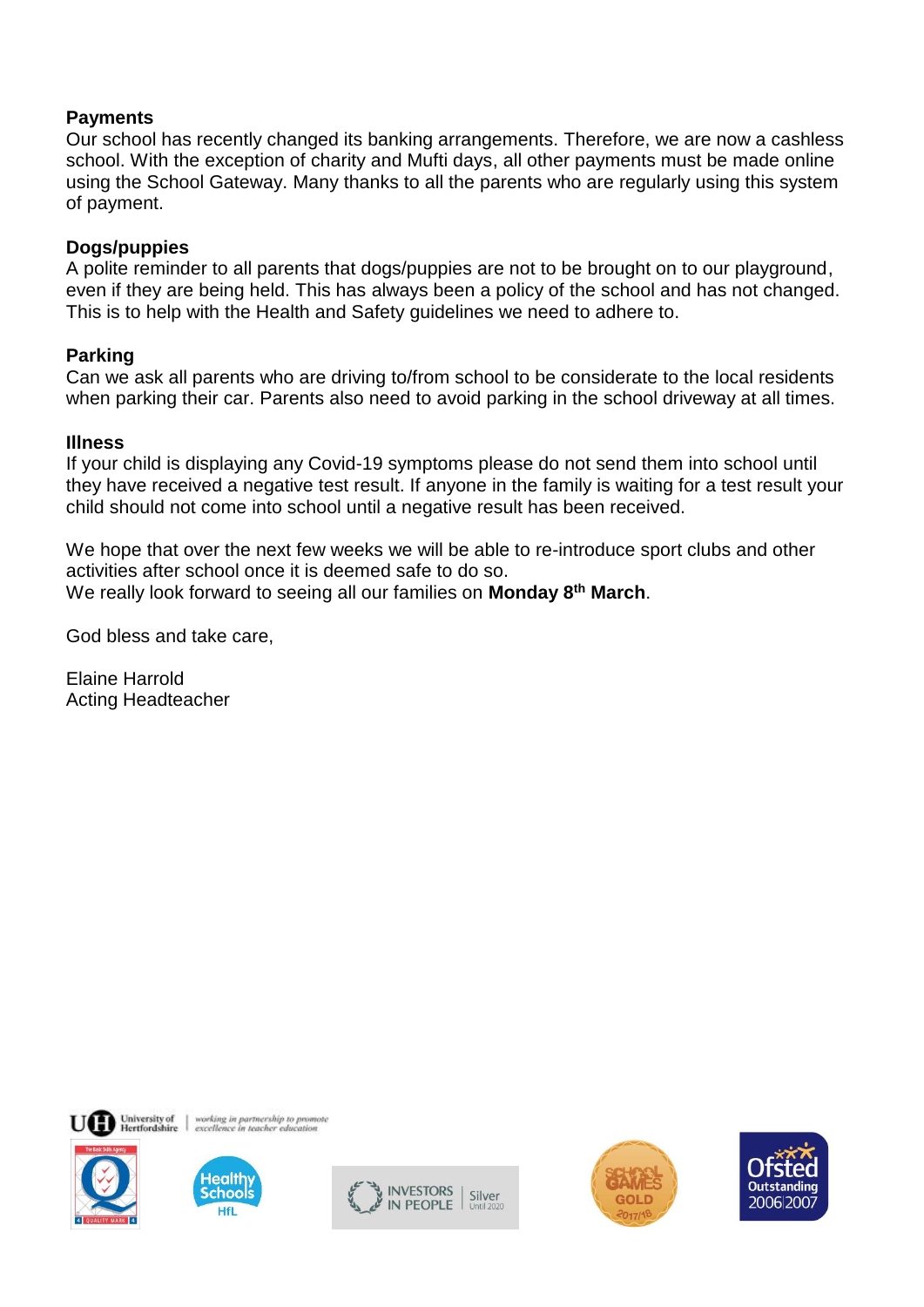**Payments**

Our school has recently changed its banking arrangements. Therefore, we are now a cashless school. With the exception of charity and Mufti days, all other payments must be made online using the School Gateway. Many thanks to all the parents who are regularly using this system of payment.

**Dogs/puppies**

A polite reminder to all parents that dogs/puppies are not to be brought on to our playground, even if they are being held. This has always been a policy of the school and has not changed. This is to help with the Health and Safety guidelines we need to adhere to.

**Parking**

Can we ask all parents who are driving to/from school to be considerate to the local residents when parking their car. Parents also need to avoid parking in the school driveway at all times.

**Illness**

If your child is displaying any Covid-19 symptoms please do not send them into school until they have received a negative test result. If anyone in the family is waiting for a test result your child should not come into school until a negative result has been received.

We hope that over the next few weeks we will be able to re-introduce sport clubs and other activities after school once it is deemed safe to do so.
We really look forward to seeing all our families on **Monday 8th March**.

God bless and take care,

Elaine Harrold
Acting Headteacher